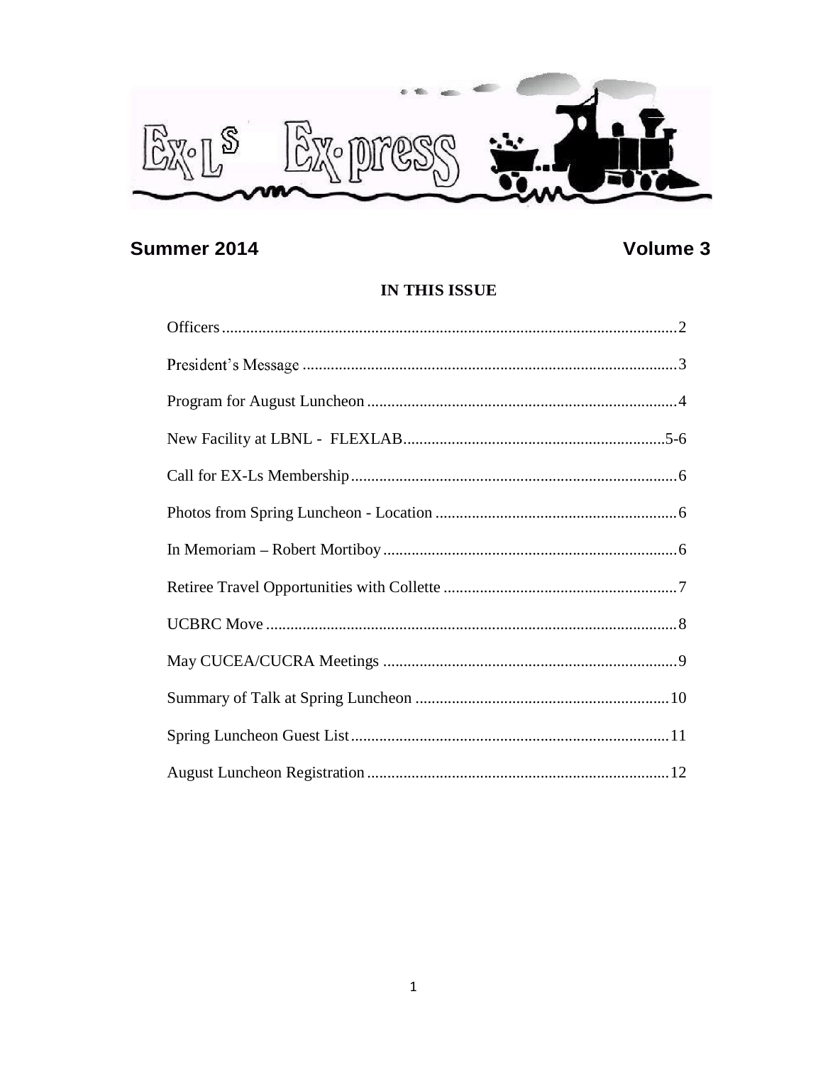# EX-Ls Ex-press

**Summer 2014** **Volume 3**

## IN THIS ISSUE

| | |
|---|---|
| Officers | 2 |
| President's Message | 3 |
| Program for August Luncheon | 4 |
| New Facility at LBNL - FLEXLAB | 5-6 |
| Call for EX-Ls Membership | 6 |
| Photos from Spring Luncheon - Location | 6 |
| In Memoriam – Robert Mortiboy | 6 |
| Retiree Travel Opportunities with Collette | 7 |
| UCBRC Move | 8 |
| May CUCEA/CUCRA Meetings | 9 |
| Summary of Talk at Spring Luncheon | 10 |
| Spring Luncheon Guest List | 11 |
| August Luncheon Registration | 12 |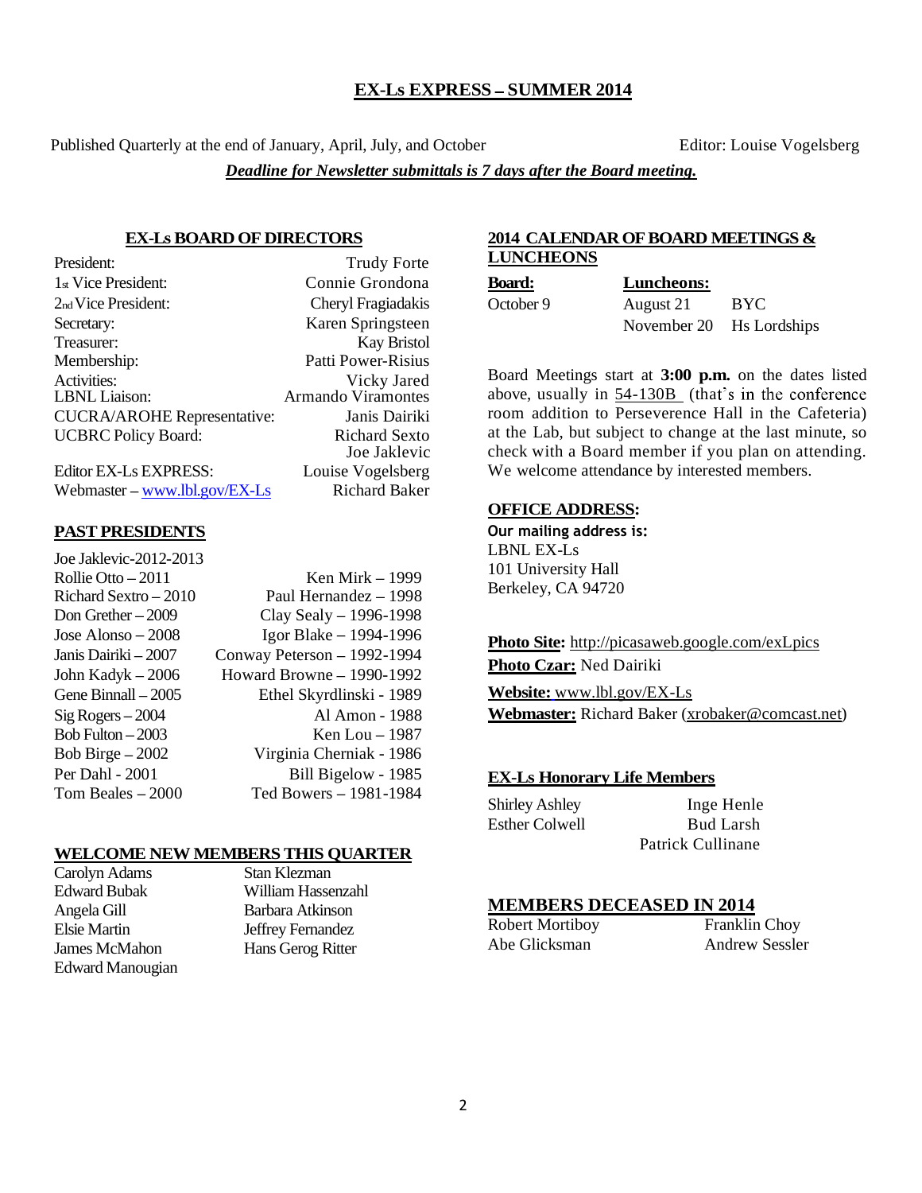# EX-Ls EXPRESS – SUMMER 2014

Published Quarterly at the end of January, April, July, and October

Editor: Louise Vogelsberg

***Deadline for Newsletter submittals is 7 days after the Board meeting.***

## EX-Ls BOARD OF DIRECTORS

| | |
|---|---|
| President: | Trudy Forte |
| 1st Vice President: | Connie Grondona |
| 2nd Vice President: | Cheryl Fragiadakis |
| Secretary: | Karen Springsteen |
| Treasurer: | Kay Bristol |
| Membership: | Patti Power-Risius |
| Activities: | Vicky Jared |
| LBNL Liaison: | Armando Viramontes |
| CUCRA/AROHE Representative: | Janis Dairiki |
| UCBRC Policy Board: | Richard Sexto<br>Joe Jaklevic |
| Editor EX-Ls EXPRESS: | Louise Vogelsberg |
| Webmaster – www.lbl.gov/EX-Ls | Richard Baker |

## PAST PRESIDENTS

Joe Jaklevic-2012-2013

| | |
|---|---|
| Rollie Otto – 2011 | Ken Mirk – 1999 |
| Richard Sextro – 2010 | Paul Hernandez – 1998 |
| Don Grether – 2009 | Clay Sealy – 1996-1998 |
| Jose Alonso – 2008 | Igor Blake – 1994-1996 |
| Janis Dairiki – 2007 | Conway Peterson – 1992-1994 |
| John Kadyk – 2006 | Howard Browne – 1990-1992 |
| Gene Binnall – 2005 | Ethel Skyrdlinski - 1989 |
| Sig Rogers – 2004 | Al Amon - 1988 |
| Bob Fulton – 2003 | Ken Lou – 1987 |
| Bob Birge – 2002 | Virginia Cherniak - 1986 |
| Per Dahl - 2001 | Bill Bigelow - 1985 |
| Tom Beales – 2000 | Ted Bowers – 1981-1984 |

## WELCOME NEW MEMBERS THIS QUARTER

| | |
|---|---|
| Carolyn Adams | Stan Klezman |
| Edward Bubak | William Hassenzahl |
| Angela Gill | Barbara Atkinson |
| Elsie Martin | Jeffrey Fernandez |
| James McMahon | Hans Gerog Ritter |
| Edward Manougian | |

## 2014 CALENDAR OF BOARD MEETINGS & LUNCHEONS

| Board: | Luncheons: | |
|---|---|---|
| October 9 | August 21 | BYC |
| | November 20 | Hs Lordships |

Board Meetings start at **3:00 p.m.** on the dates listed above, usually in 54-130B (that's in the conference room addition to Perseverence Hall in the Cafeteria) at the Lab, but subject to change at the last minute, so check with a Board member if you plan on attending. We welcome attendance by interested members.

## OFFICE ADDRESS:

**Our mailing address is:**
LBNL EX-Ls
101 University Hall
Berkeley, CA 94720

**Photo Site:** http://picasaweb.google.com/exLpics
**Photo Czar:** Ned Dairiki

**Website:** www.lbl.gov/EX-Ls
**Webmaster:** Richard Baker (xrobaker@comcast.net)

## EX-Ls Honorary Life Members

| | |
|---|---|
| Shirley Ashley | Inge Henle |
| Esther Colwell | Bud Larsh |
| | Patrick Cullinane |

## MEMBERS DECEASED IN 2014

| | |
|---|---|
| Robert Mortiboy | Franklin Choy |
| Abe Glicksman | Andrew Sessler |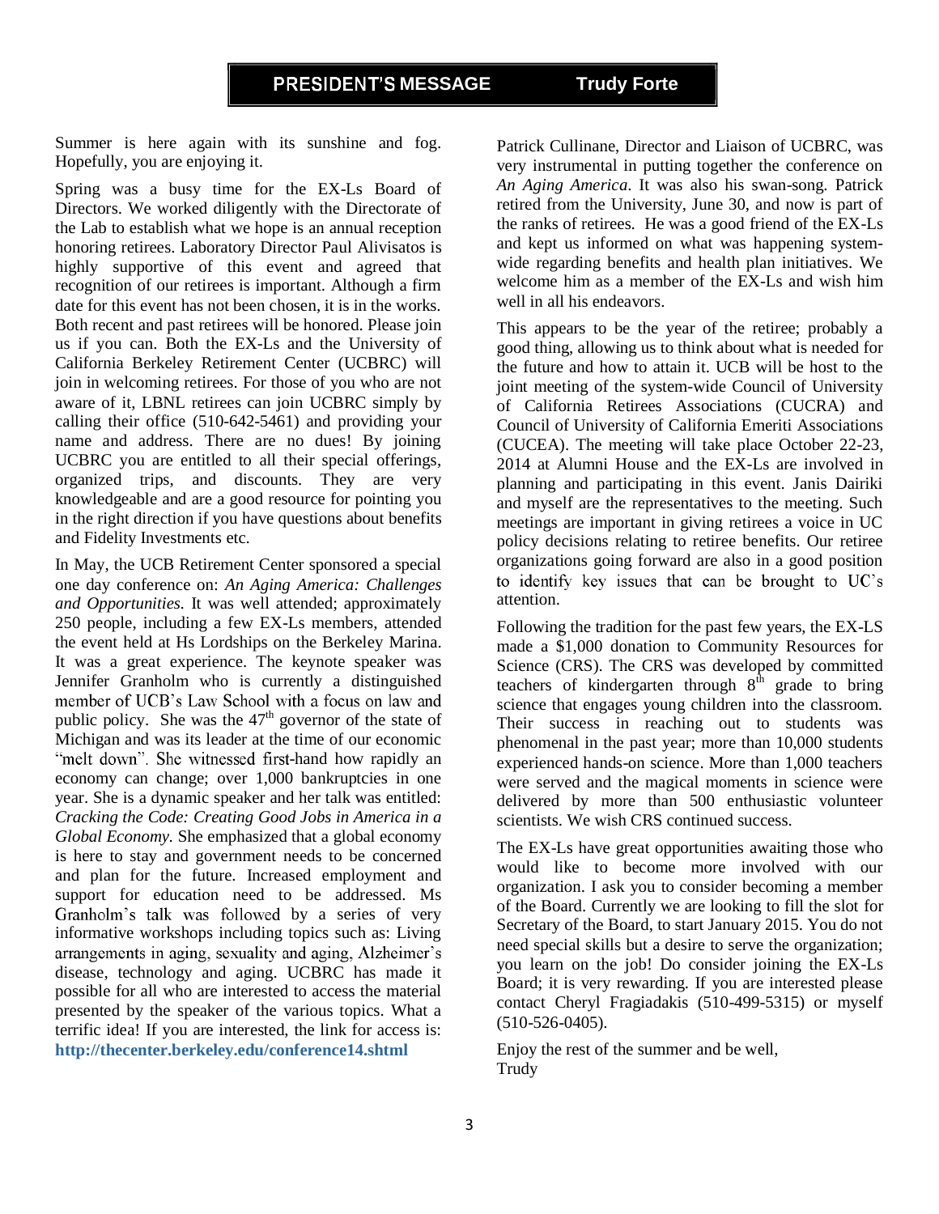## PRESIDENT'S MESSAGE — Trudy Forte

Summer is here again with its sunshine and fog. Hopefully, you are enjoying it.

Spring was a busy time for the EX-Ls Board of Directors. We worked diligently with the Directorate of the Lab to establish what we hope is an annual reception honoring retirees. Laboratory Director Paul Alivisatos is highly supportive of this event and agreed that recognition of our retirees is important. Although a firm date for this event has not been chosen, it is in the works. Both recent and past retirees will be honored. Please join us if you can. Both the EX-Ls and the University of California Berkeley Retirement Center (UCBRC) will join in welcoming retirees. For those of you who are not aware of it, LBNL retirees can join UCBRC simply by calling their office (510-642-5461) and providing your name and address. There are no dues! By joining UCBRC you are entitled to all their special offerings, organized trips, and discounts. They are very knowledgeable and are a good resource for pointing you in the right direction if you have questions about benefits and Fidelity Investments etc.

In May, the UCB Retirement Center sponsored a special one day conference on: *An Aging America: Challenges and Opportunities.* It was well attended; approximately 250 people, including a few EX-Ls members, attended the event held at Hs Lordships on the Berkeley Marina. It was a great experience. The keynote speaker was Jennifer Granholm who is currently a distinguished member of UCB's Law School with a focus on law and public policy. She was the 47th governor of the state of Michigan and was its leader at the time of our economic "melt down". She witnessed first-hand how rapidly an economy can change; over 1,000 bankruptcies in one year. She is a dynamic speaker and her talk was entitled: *Cracking the Code: Creating Good Jobs in America in a Global Economy.* She emphasized that a global economy is here to stay and government needs to be concerned and plan for the future. Increased employment and support for education need to be addressed. Ms Granholm's talk was followed by a series of very informative workshops including topics such as: Living arrangements in aging, sexuality and aging, Alzheimer's disease, technology and aging. UCBRC has made it possible for all who are interested to access the material presented by the speaker of the various topics. What a terrific idea! If you are interested, the link for access is: **http://thecenter.berkeley.edu/conference14.shtml**

Patrick Cullinane, Director and Liaison of UCBRC, was very instrumental in putting together the conference on *An Aging America*. It was also his swan-song. Patrick retired from the University, June 30, and now is part of the ranks of retirees. He was a good friend of the EX-Ls and kept us informed on what was happening system-wide regarding benefits and health plan initiatives. We welcome him as a member of the EX-Ls and wish him well in all his endeavors.

This appears to be the year of the retiree; probably a good thing, allowing us to think about what is needed for the future and how to attain it. UCB will be host to the joint meeting of the system-wide Council of University of California Retirees Associations (CUCRA) and Council of University of California Emeriti Associations (CUCEA). The meeting will take place October 22-23, 2014 at Alumni House and the EX-Ls are involved in planning and participating in this event. Janis Dairiki and myself are the representatives to the meeting. Such meetings are important in giving retirees a voice in UC policy decisions relating to retiree benefits. Our retiree organizations going forward are also in a good position to identify key issues that can be brought to UC's attention.

Following the tradition for the past few years, the EX-LS made a $1,000 donation to Community Resources for Science (CRS). The CRS was developed by committed teachers of kindergarten through 8th grade to bring science that engages young children into the classroom. Their success in reaching out to students was phenomenal in the past year; more than 10,000 students experienced hands-on science. More than 1,000 teachers were served and the magical moments in science were delivered by more than 500 enthusiastic volunteer scientists. We wish CRS continued success.

The EX-Ls have great opportunities awaiting those who would like to become more involved with our organization. I ask you to consider becoming a member of the Board. Currently we are looking to fill the slot for Secretary of the Board, to start January 2015. You do not need special skills but a desire to serve the organization; you learn on the job! Do consider joining the EX-Ls Board; it is very rewarding. If you are interested please contact Cheryl Fragiadakis (510-499-5315) or myself (510-526-0405).

Enjoy the rest of the summer and be well,
Trudy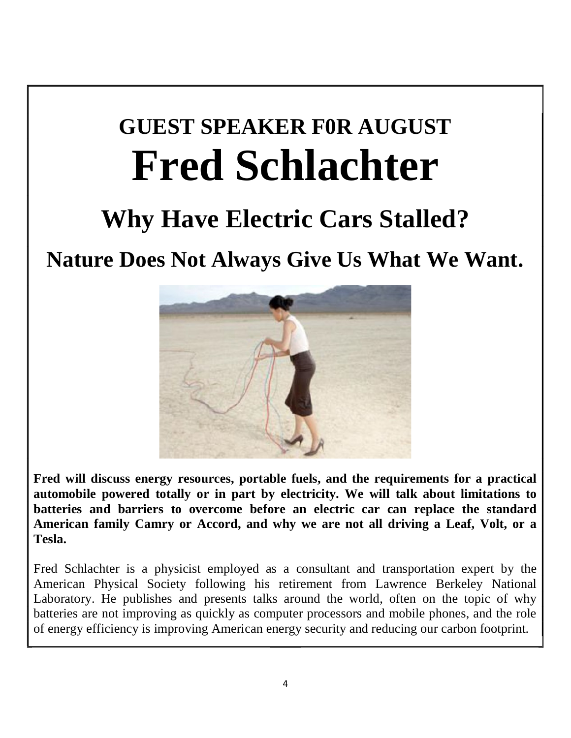# GUEST SPEAKER F0R AUGUST

# Fred Schlachter

## Why Have Electric Cars Stalled?

## Nature Does Not Always Give Us What We Want.

**Fred will discuss energy resources, portable fuels, and the requirements for a practical automobile powered totally or in part by electricity. We will talk about limitations to batteries and barriers to overcome before an electric car can replace the standard American family Camry or Accord, and why we are not all driving a Leaf, Volt, or a Tesla.**

Fred Schlachter is a physicist employed as a consultant and transportation expert by the American Physical Society following his retirement from Lawrence Berkeley National Laboratory. He publishes and presents talks around the world, often on the topic of why batteries are not improving as quickly as computer processors and mobile phones, and the role of energy efficiency is improving American energy security and reducing our carbon footprint.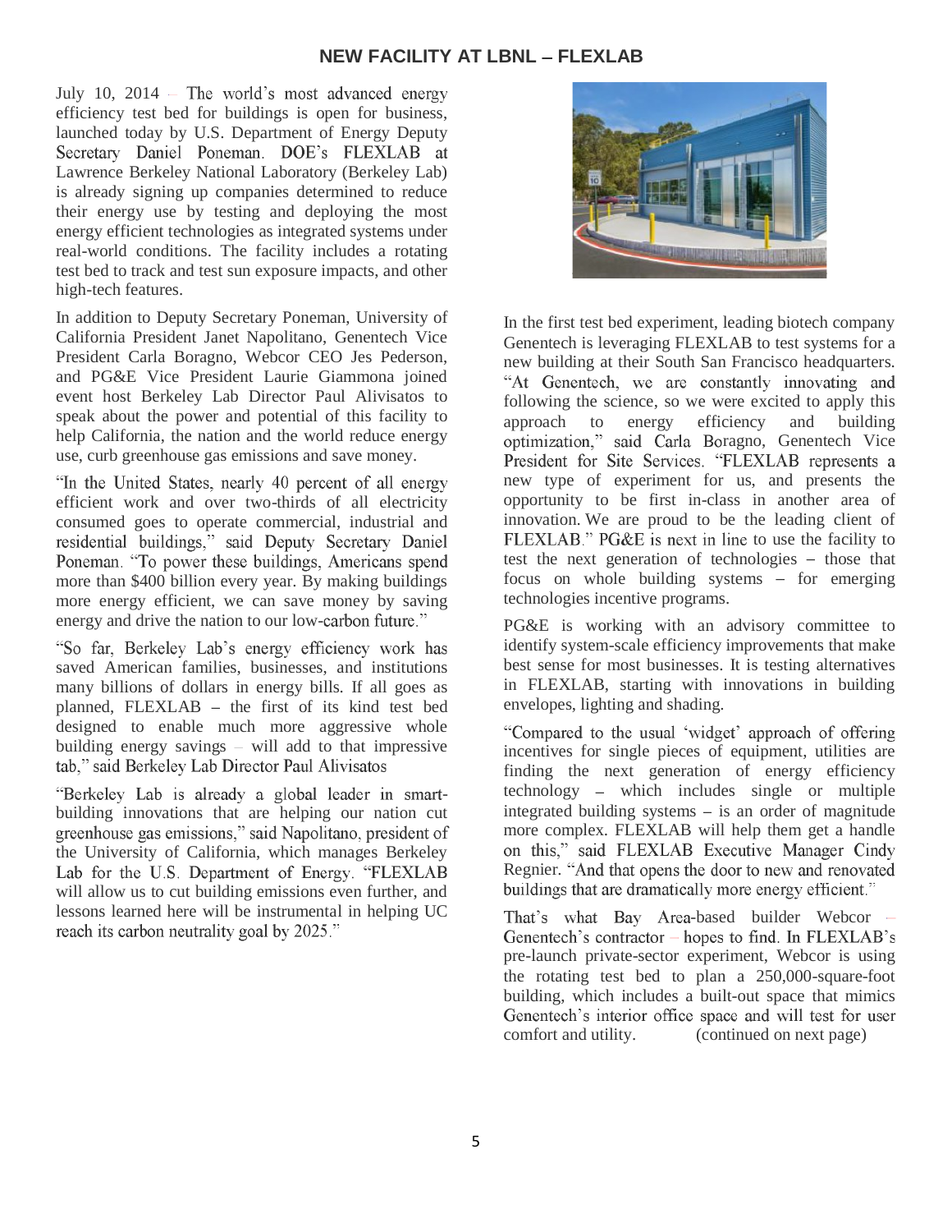## NEW FACILITY AT LBNL – FLEXLAB

July 10, 2014 – The world's most advanced energy efficiency test bed for buildings is open for business, launched today by U.S. Department of Energy Deputy Secretary Daniel Poneman. DOE's FLEXLAB at Lawrence Berkeley National Laboratory (Berkeley Lab) is already signing up companies determined to reduce their energy use by testing and deploying the most energy efficient technologies as integrated systems under real-world conditions. The facility includes a rotating test bed to track and test sun exposure impacts, and other high-tech features.

In addition to Deputy Secretary Poneman, University of California President Janet Napolitano, Genentech Vice President Carla Boragno, Webcor CEO Jes Pederson, and PG&E Vice President Laurie Giammona joined event host Berkeley Lab Director Paul Alivisatos to speak about the power and potential of this facility to help California, the nation and the world reduce energy use, curb greenhouse gas emissions and save money.

"In the United States, nearly 40 percent of all energy efficient work and over two-thirds of all electricity consumed goes to operate commercial, industrial and residential buildings," said Deputy Secretary Daniel Poneman. "To power these buildings, Americans spend more than $400 billion every year. By making buildings more energy efficient, we can save money by saving energy and drive the nation to our low-carbon future."

"So far, Berkeley Lab's energy efficiency work has saved American families, businesses, and institutions many billions of dollars in energy bills. If all goes as planned, FLEXLAB – the first of its kind test bed designed to enable much more aggressive whole building energy savings – will add to that impressive tab," said Berkeley Lab Director Paul Alivisatos

"Berkeley Lab is already a global leader in smart-building innovations that are helping our nation cut greenhouse gas emissions," said Napolitano, president of the University of California, which manages Berkeley Lab for the U.S. Department of Energy. "FLEXLAB will allow us to cut building emissions even further, and lessons learned here will be instrumental in helping UC reach its carbon neutrality goal by 2025."

In the first test bed experiment, leading biotech company Genentech is leveraging FLEXLAB to test systems for a new building at their South San Francisco headquarters. "At Genentech, we are constantly innovating and following the science, so we were excited to apply this approach to energy efficiency and building optimization," said Carla Boragno, Genentech Vice President for Site Services. "FLEXLAB represents a new type of experiment for us, and presents the opportunity to be first in-class in another area of innovation. We are proud to be the leading client of FLEXLAB." PG&E is next in line to use the facility to test the next generation of technologies – those that focus on whole building systems – for emerging technologies incentive programs.

PG&E is working with an advisory committee to identify system-scale efficiency improvements that make best sense for most businesses. It is testing alternatives in FLEXLAB, starting with innovations in building envelopes, lighting and shading.

"Compared to the usual 'widget' approach of offering incentives for single pieces of equipment, utilities are finding the next generation of energy efficiency technology – which includes single or multiple integrated building systems – is an order of magnitude more complex. FLEXLAB will help them get a handle on this," said FLEXLAB Executive Manager Cindy Regnier. "And that opens the door to new and renovated buildings that are dramatically more energy efficient."

That's what Bay Area-based builder Webcor – Genentech's contractor – hopes to find. In FLEXLAB's pre-launch private-sector experiment, Webcor is using the rotating test bed to plan a 250,000-square-foot building, which includes a built-out space that mimics Genentech's interior office space and will test for user comfort and utility. (continued on next page)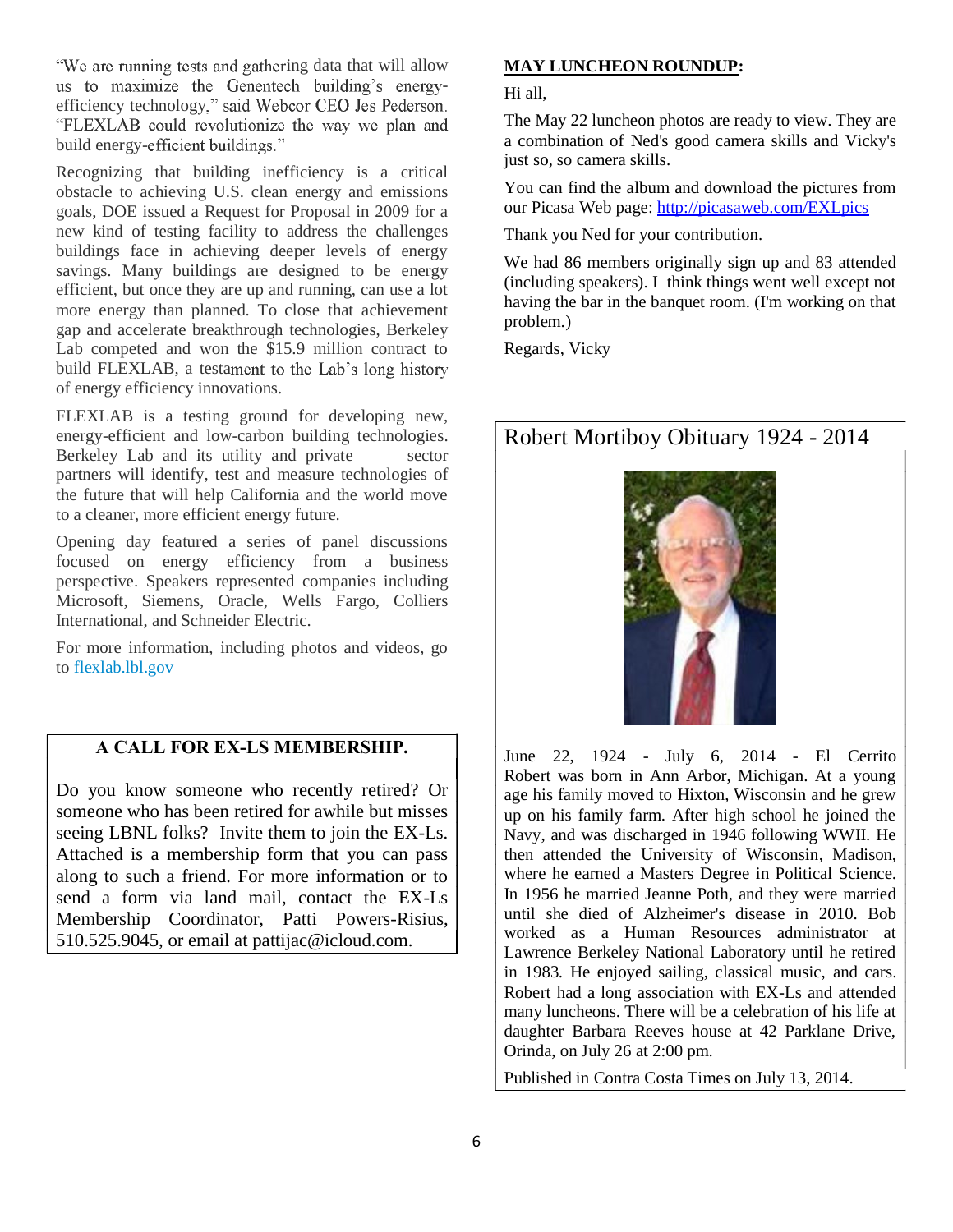"We are running tests and gathering data that will allow us to maximize the Genentech building's energy-efficiency technology," said Webcor CEO Jes Pederson. "FLEXLAB could revolutionize the way we plan and build energy-efficient buildings."

Recognizing that building inefficiency is a critical obstacle to achieving U.S. clean energy and emissions goals, DOE issued a Request for Proposal in 2009 for a new kind of testing facility to address the challenges buildings face in achieving deeper levels of energy savings. Many buildings are designed to be energy efficient, but once they are up and running, can use a lot more energy than planned. To close that achievement gap and accelerate breakthrough technologies, Berkeley Lab competed and won the $15.9 million contract to build FLEXLAB, a testament to the Lab's long history of energy efficiency innovations.

FLEXLAB is a testing ground for developing new, energy-efficient and low-carbon building technologies. Berkeley Lab and its utility and private sector partners will identify, test and measure technologies of the future that will help California and the world move to a cleaner, more efficient energy future.

Opening day featured a series of panel discussions focused on energy efficiency from a business perspective. Speakers represented companies including Microsoft, Siemens, Oracle, Wells Fargo, Colliers International, and Schneider Electric.

For more information, including photos and videos, go to flexlab.lbl.gov

## A CALL FOR EX-LS MEMBERSHIP.

Do you know someone who recently retired? Or someone who has been retired for awhile but misses seeing LBNL folks? Invite them to join the EX-Ls. Attached is a membership form that you can pass along to such a friend. For more information or to send a form via land mail, contact the EX-Ls Membership Coordinator, Patti Powers-Risius, 510.525.9045, or email at pattijac@icloud.com.

## MAY LUNCHEON ROUNDUP:

Hi all,

The May 22 luncheon photos are ready to view. They are a combination of Ned's good camera skills and Vicky's just so, so camera skills.

You can find the album and download the pictures from our Picasa Web page: http://picasaweb.com/EXLpics

Thank you Ned for your contribution.

We had 86 members originally sign up and 83 attended (including speakers). I think things went well except not having the bar in the banquet room. (I'm working on that problem.)

Regards, Vicky

## Robert Mortiboy Obituary 1924 - 2014

June 22, 1924 - July 6, 2014 - El Cerrito Robert was born in Ann Arbor, Michigan. At a young age his family moved to Hixton, Wisconsin and he grew up on his family farm. After high school he joined the Navy, and was discharged in 1946 following WWII. He then attended the University of Wisconsin, Madison, where he earned a Masters Degree in Political Science. In 1956 he married Jeanne Poth, and they were married until she died of Alzheimer's disease in 2010. Bob worked as a Human Resources administrator at Lawrence Berkeley National Laboratory until he retired in 1983. He enjoyed sailing, classical music, and cars. Robert had a long association with EX-Ls and attended many luncheons. There will be a celebration of his life at daughter Barbara Reeves house at 42 Parklane Drive, Orinda, on July 26 at 2:00 pm.

Published in Contra Costa Times on July 13, 2014.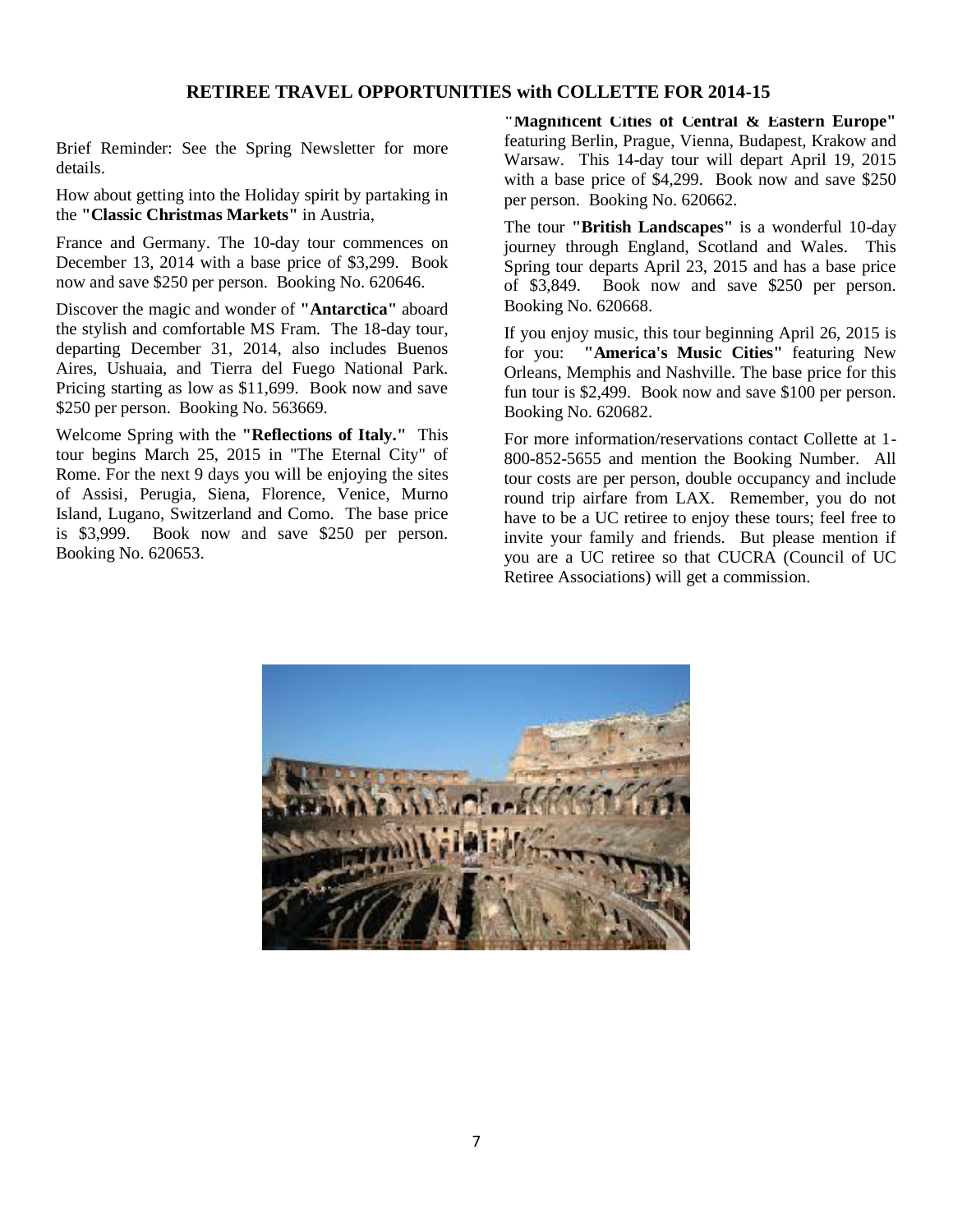## RETIREE TRAVEL OPPORTUNITIES with COLLETTE FOR 2014-15

Brief Reminder: See the Spring Newsletter for more details.

How about getting into the Holiday spirit by partaking in the **"Classic Christmas Markets"** in Austria,

France and Germany. The 10-day tour commences on December 13, 2014 with a base price of $3,299. Book now and save $250 per person. Booking No. 620646.

Discover the magic and wonder of **"Antarctica"** aboard the stylish and comfortable MS Fram. The 18-day tour, departing December 31, 2014, also includes Buenos Aires, Ushuaia, and Tierra del Fuego National Park. Pricing starting as low as $11,699. Book now and save $250 per person. Booking No. 563669.

Welcome Spring with the **"Reflections of Italy."** This tour begins March 25, 2015 in "The Eternal City" of Rome. For the next 9 days you will be enjoying the sites of Assisi, Perugia, Siena, Florence, Venice, Murno Island, Lugano, Switzerland and Como. The base price is $3,999. Book now and save $250 per person. Booking No. 620653.

**"Magnificent Cities of Central & Eastern Europe"** featuring Berlin, Prague, Vienna, Budapest, Krakow and Warsaw. This 14-day tour will depart April 19, 2015 with a base price of $4,299. Book now and save $250 per person. Booking No. 620662.

The tour **"British Landscapes"** is a wonderful 10-day journey through England, Scotland and Wales. This Spring tour departs April 23, 2015 and has a base price of $3,849. Book now and save $250 per person. Booking No. 620668.

If you enjoy music, this tour beginning April 26, 2015 is for you: **"America's Music Cities"** featuring New Orleans, Memphis and Nashville. The base price for this fun tour is $2,499. Book now and save $100 per person. Booking No. 620682.

For more information/reservations contact Collette at 1-800-852-5655 and mention the Booking Number. All tour costs are per person, double occupancy and include round trip airfare from LAX. Remember, you do not have to be a UC retiree to enjoy these tours; feel free to invite your family and friends. But please mention if you are a UC retiree so that CUCRA (Council of UC Retiree Associations) will get a commission.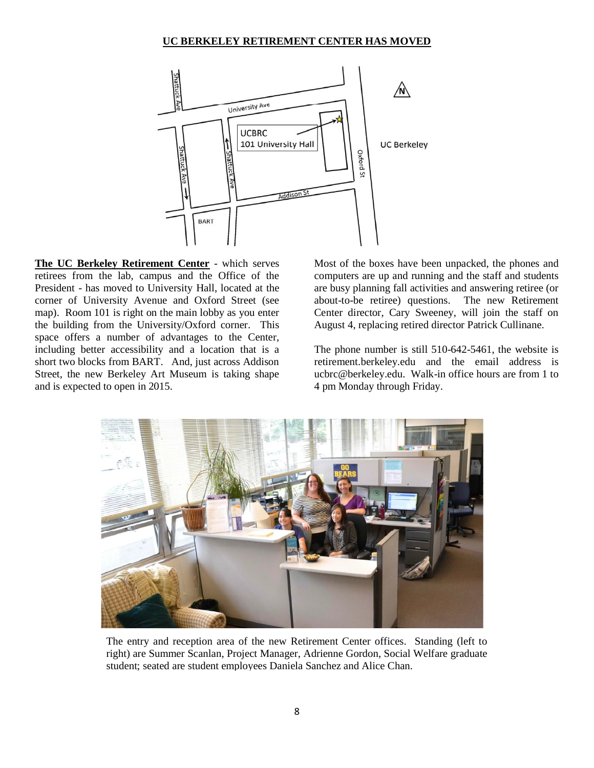## UC BERKELEY RETIREMENT CENTER HAS MOVED

**The UC Berkeley Retirement Center** - which serves retirees from the lab, campus and the Office of the President - has moved to University Hall, located at the corner of University Avenue and Oxford Street (see map). Room 101 is right on the main lobby as you enter the building from the University/Oxford corner. This space offers a number of advantages to the Center, including better accessibility and a location that is a short two blocks from BART. And, just across Addison Street, the new Berkeley Art Museum is taking shape and is expected to open in 2015.

Most of the boxes have been unpacked, the phones and computers are up and running and the staff and students are busy planning fall activities and answering retiree (or about-to-be retiree) questions. The new Retirement Center director, Cary Sweeney, will join the staff on August 4, replacing retired director Patrick Cullinane.

The phone number is still 510-642-5461, the website is retirement.berkeley.edu and the email address is ucbrc@berkeley.edu. Walk-in office hours are from 1 to 4 pm Monday through Friday.

The entry and reception area of the new Retirement Center offices. Standing (left to right) are Summer Scanlan, Project Manager, Adrienne Gordon, Social Welfare graduate student; seated are student employees Daniela Sanchez and Alice Chan.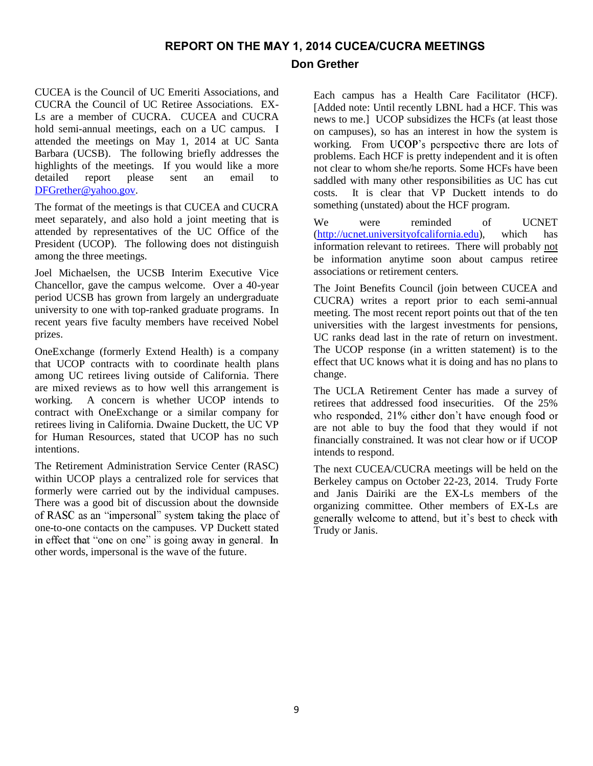## REPORT ON THE MAY 1, 2014 CUCEA/CUCRA MEETINGS

### Don Grether

CUCEA is the Council of UC Emeriti Associations, and CUCRA the Council of UC Retiree Associations. EX-Ls are a member of CUCRA. CUCEA and CUCRA hold semi-annual meetings, each on a UC campus. I attended the meetings on May 1, 2014 at UC Santa Barbara (UCSB). The following briefly addresses the highlights of the meetings. If you would like a more detailed report please sent an email to DFGrether@yahoo.gov.

The format of the meetings is that CUCEA and CUCRA meet separately, and also hold a joint meeting that is attended by representatives of the UC Office of the President (UCOP). The following does not distinguish among the three meetings.

Joel Michaelsen, the UCSB Interim Executive Vice Chancellor, gave the campus welcome. Over a 40-year period UCSB has grown from largely an undergraduate university to one with top-ranked graduate programs. In recent years five faculty members have received Nobel prizes.

OneExchange (formerly Extend Health) is a company that UCOP contracts with to coordinate health plans among UC retirees living outside of California. There are mixed reviews as to how well this arrangement is working. A concern is whether UCOP intends to contract with OneExchange or a similar company for retirees living in California. Dwaine Duckett, the UC VP for Human Resources, stated that UCOP has no such intentions.

The Retirement Administration Service Center (RASC) within UCOP plays a centralized role for services that formerly were carried out by the individual campuses. There was a good bit of discussion about the downside of RASC as an "impersonal" system taking the place of one-to-one contacts on the campuses. VP Duckett stated in effect that "one on one" is going away in general. In other words, impersonal is the wave of the future.

Each campus has a Health Care Facilitator (HCF). [Added note: Until recently LBNL had a HCF. This was news to me.] UCOP subsidizes the HCFs (at least those on campuses), so has an interest in how the system is working. From UCOP's perspective there are lots of problems. Each HCF is pretty independent and it is often not clear to whom she/he reports. Some HCFs have been saddled with many other responsibilities as UC has cut costs. It is clear that VP Duckett intends to do something (unstated) about the HCF program.

We were reminded of UCNET (http://ucnet.universityofcalifornia.edu), which has information relevant to retirees. There will probably <u>not</u> be information anytime soon about campus retiree associations or retirement centers.

The Joint Benefits Council (join between CUCEA and CUCRA) writes a report prior to each semi-annual meeting. The most recent report points out that of the ten universities with the largest investments for pensions, UC ranks dead last in the rate of return on investment. The UCOP response (in a written statement) is to the effect that UC knows what it is doing and has no plans to change.

The UCLA Retirement Center has made a survey of retirees that addressed food insecurities. Of the 25% who responded, 21% either don't have enough food or are not able to buy the food that they would if not financially constrained. It was not clear how or if UCOP intends to respond.

The next CUCEA/CUCRA meetings will be held on the Berkeley campus on October 22-23, 2014. Trudy Forte and Janis Dairiki are the EX-Ls members of the organizing committee. Other members of EX-Ls are generally welcome to attend, but it's best to check with Trudy or Janis.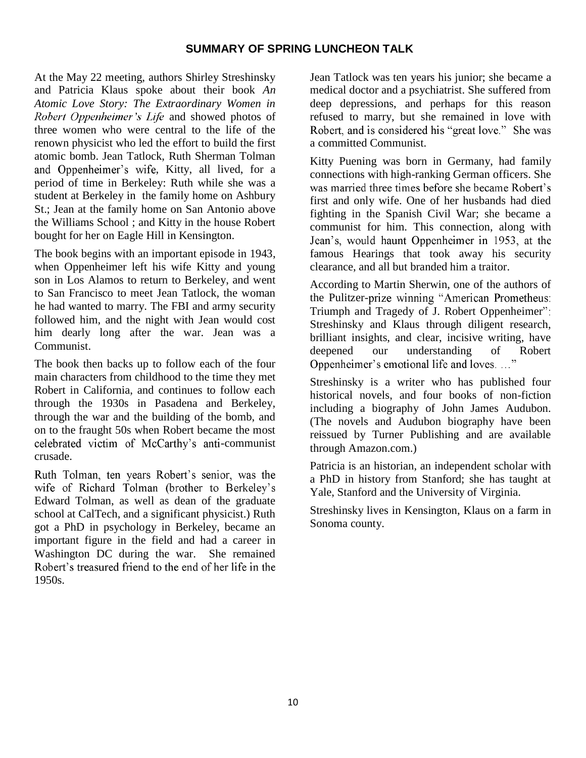## SUMMARY OF SPRING LUNCHEON TALK

At the May 22 meeting, authors Shirley Streshinsky and Patricia Klaus spoke about their book *An Atomic Love Story: The Extraordinary Women in Robert Oppenheimer's Life* and showed photos of three women who were central to the life of the renown physicist who led the effort to build the first atomic bomb. Jean Tatlock, Ruth Sherman Tolman and Oppenheimer's wife, Kitty, all lived, for a period of time in Berkeley: Ruth while she was a student at Berkeley in the family home on Ashbury St.; Jean at the family home on San Antonio above the Williams School ; and Kitty in the house Robert bought for her on Eagle Hill in Kensington.

The book begins with an important episode in 1943, when Oppenheimer left his wife Kitty and young son in Los Alamos to return to Berkeley, and went to San Francisco to meet Jean Tatlock, the woman he had wanted to marry. The FBI and army security followed him, and the night with Jean would cost him dearly long after the war. Jean was a Communist.

The book then backs up to follow each of the four main characters from childhood to the time they met Robert in California, and continues to follow each through the 1930s in Pasadena and Berkeley, through the war and the building of the bomb, and on to the fraught 50s when Robert became the most celebrated victim of McCarthy's anti-communist crusade.

Ruth Tolman, ten years Robert's senior, was the wife of Richard Tolman (brother to Berkeley's Edward Tolman, as well as dean of the graduate school at CalTech, and a significant physicist.) Ruth got a PhD in psychology in Berkeley, became an important figure in the field and had a career in Washington DC during the war. She remained Robert's treasured friend to the end of her life in the 1950s.

Jean Tatlock was ten years his junior; she became a medical doctor and a psychiatrist. She suffered from deep depressions, and perhaps for this reason refused to marry, but she remained in love with Robert, and is considered his "great love." She was a committed Communist.

Kitty Puening was born in Germany, had family connections with high-ranking German officers. She was married three times before she became Robert's first and only wife. One of her husbands had died fighting in the Spanish Civil War; she became a communist for him. This connection, along with Jean's, would haunt Oppenheimer in 1953, at the famous Hearings that took away his security clearance, and all but branded him a traitor.

According to Martin Sherwin, one of the authors of the Pulitzer-prize winning "American Prometheus: Triumph and Tragedy of J. Robert Oppenheimer": Streshinsky and Klaus through diligent research, brilliant insights, and clear, incisive writing, have deepened our understanding of Robert Oppenheimer's emotional life and loves. …"

Streshinsky is a writer who has published four historical novels, and four books of non-fiction including a biography of John James Audubon. (The novels and Audubon biography have been reissued by Turner Publishing and are available through Amazon.com.)

Patricia is an historian, an independent scholar with a PhD in history from Stanford; she has taught at Yale, Stanford and the University of Virginia.

Streshinsky lives in Kensington, Klaus on a farm in Sonoma county.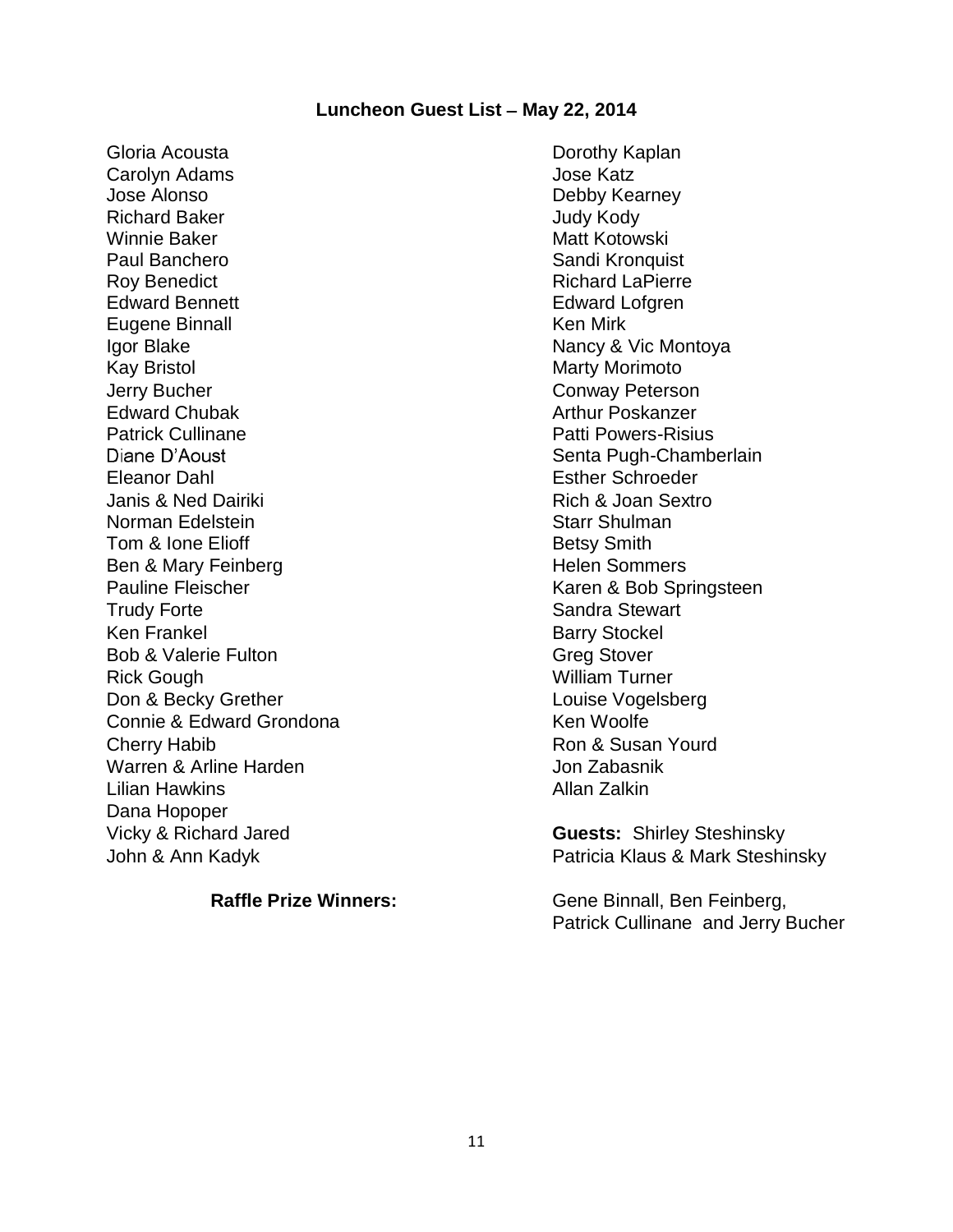### Luncheon Guest List – May 22, 2014

Gloria Acousta
Carolyn Adams
Jose Alonso
Richard Baker
Winnie Baker
Paul Banchero
Roy Benedict
Edward Bennett
Eugene Binnall
Igor Blake
Kay Bristol
Jerry Bucher
Edward Chubak
Patrick Cullinane
Diane D'Aoust
Eleanor Dahl
Janis & Ned Dairiki
Norman Edelstein
Tom & Ione Elioff
Ben & Mary Feinberg
Pauline Fleischer
Trudy Forte
Ken Frankel
Bob & Valerie Fulton
Rick Gough
Don & Becky Grether
Connie & Edward Grondona
Cherry Habib
Warren & Arline Harden
Lilian Hawkins
Dana Hopoper
Vicky & Richard Jared
John & Ann Kadyk
Dorothy Kaplan
Jose Katz
Debby Kearney
Judy Kody
Matt Kotowski
Sandi Kronquist
Richard LaPierre
Edward Lofgren
Ken Mirk
Nancy & Vic Montoya
Marty Morimoto
Conway Peterson
Arthur Poskanzer
Patti Powers-Risius
Senta Pugh-Chamberlain
Esther Schroeder
Rich & Joan Sextro
Starr Shulman
Betsy Smith
Helen Sommers
Karen & Bob Springsteen
Sandra Stewart
Barry Stockel
Greg Stover
William Turner
Louise Vogelsberg
Ken Woolfe
Ron & Susan Yourd
Jon Zabasnik
Allan Zalkin

**Guests:** Shirley Steshinsky
Patricia Klaus & Mark Steshinsky

**Raffle Prize Winners:** Gene Binnall, Ben Feinberg, Patrick Cullinane and Jerry Bucher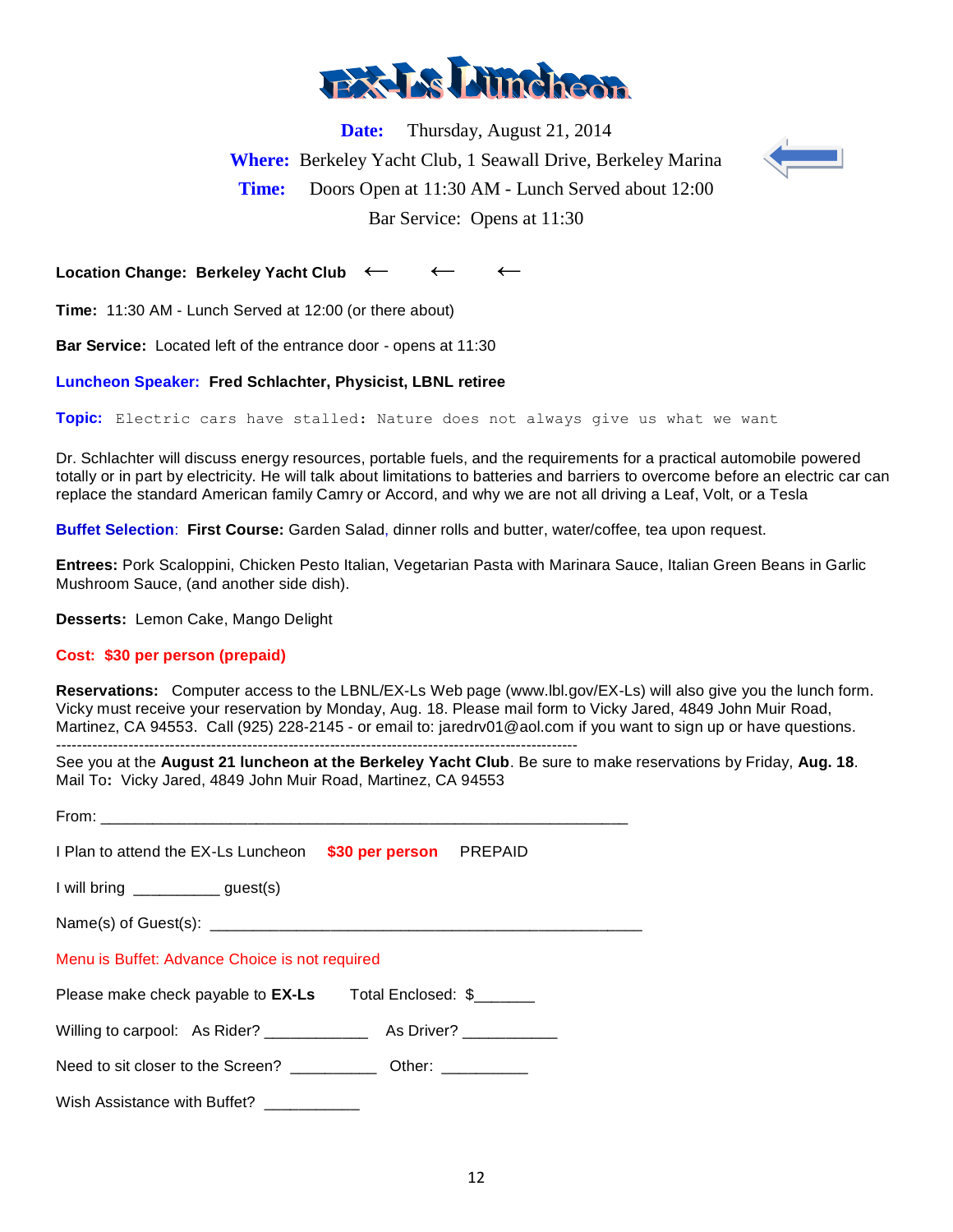# EX-Ls Luncheon

**Date:** Thursday, August 21, 2014

**Where:** Berkeley Yacht Club, 1 Seawall Drive, Berkeley Marina

**Time:** Doors Open at 11:30 AM - Lunch Served about 12:00

Bar Service: Opens at 11:30

**Location Change: Berkeley Yacht Club** ← ← ←

**Time:** 11:30 AM - Lunch Served at 12:00 (or there about)

**Bar Service:** Located left of the entrance door - opens at 11:30

**Luncheon Speaker:** **Fred Schlachter, Physicist, LBNL retiree**

**Topic:** Electric cars have stalled: Nature does not always give us what we want

Dr. Schlachter will discuss energy resources, portable fuels, and the requirements for a practical automobile powered totally or in part by electricity. He will talk about limitations to batteries and barriers to overcome before an electric car can replace the standard American family Camry or Accord, and why we are not all driving a Leaf, Volt, or a Tesla

**Buffet Selection**: **First Course:** Garden Salad, dinner rolls and butter, water/coffee, tea upon request.

**Entrees:** Pork Scaloppini, Chicken Pesto Italian, Vegetarian Pasta with Marinara Sauce, Italian Green Beans in Garlic Mushroom Sauce, (and another side dish).

**Desserts:** Lemon Cake, Mango Delight

**Cost: $30 per person (prepaid)**

**Reservations:** Computer access to the LBNL/EX-Ls Web page (www.lbl.gov/EX-Ls) will also give you the lunch form. Vicky must receive your reservation by Monday, Aug. 18. Please mail form to Vicky Jared, 4849 John Muir Road, Martinez, CA 94553. Call (925) 228-2145 - or email to: jaredrv01@aol.com if you want to sign up or have questions.

---

See you at the **August 21 luncheon at the Berkeley Yacht Club**. Be sure to make reservations by Friday, **Aug. 18**.
Mail To**:** Vicky Jared, 4849 John Muir Road, Martinez, CA 94553

From: ___________________________________________________________

I Plan to attend the EX-Ls Luncheon **$30 per person** PREPAID

I will bring __________ guest(s)

Name(s) of Guest(s): __________________________________________________

Menu is Buffet: Advance Choice is not required

Please make check payable to **EX-Ls** Total Enclosed: $_______

Willing to carpool: As Rider? ____________ As Driver? ___________

Need to sit closer to the Screen? __________ Other: __________

Wish Assistance with Buffet? ___________